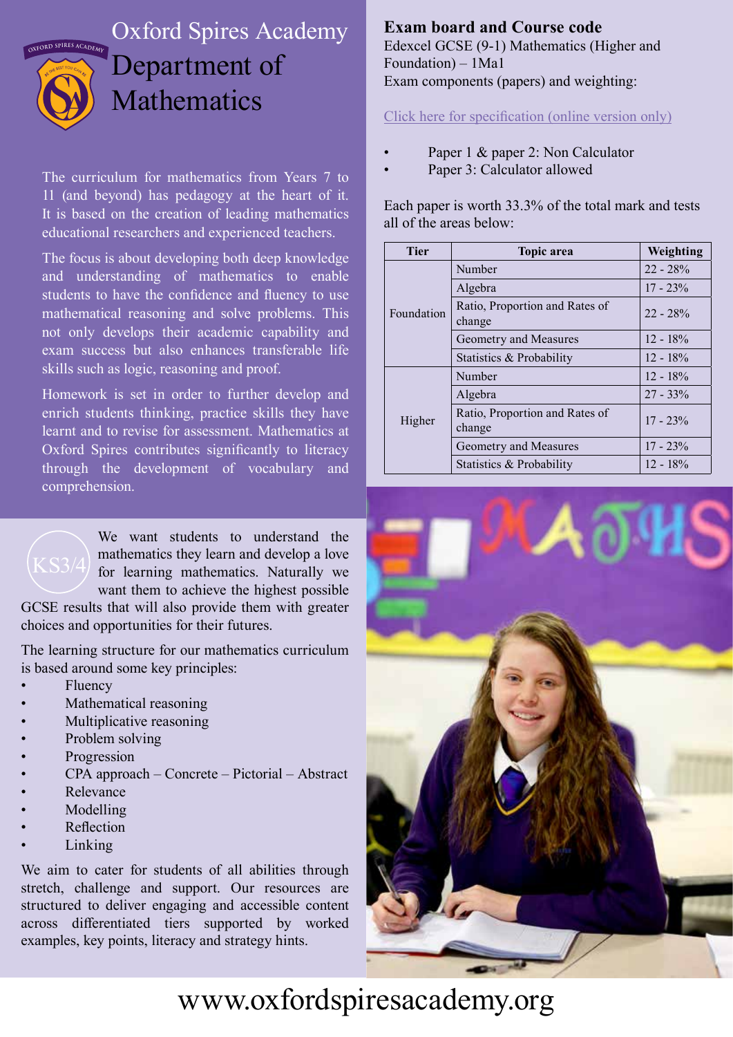# Oxford Spires Academy Department of Mathematics

The curriculum for mathematics from Years 7 to 11 (and beyond) has pedagogy at the heart of it. It is based on the creation of leading mathematics educational researchers and experienced teachers.

The focus is about developing both deep knowledge and understanding of mathematics to enable students to have the confidence and fluency to use mathematical reasoning and solve problems. This not only develops their academic capability and exam success but also enhances transferable life skills such as logic, reasoning and proof.

Homework is set in order to further develop and enrich students thinking, practice skills they have learnt and to revise for assessment. Mathematics at Oxford Spires contributes significantly to literacy through the development of vocabulary and comprehension.

## KS3/4

We want students to understand the mathematics they learn and develop a love for learning mathematics. Naturally we want them to achieve the highest possible GCSE results that will also provide them with greater choices and opportunities for their futures.

The learning structure for our mathematics curriculum is based around some key principles:

- Fluency
- Mathematical reasoning
- Multiplicative reasoning
- Problem solving
- Progression
- CPA approach – Concrete – Pictorial – Abstract
- Relevance
- Modelling
- Reflection
- Linking

We aim to cater for students of all abilities through stretch, challenge and support. Our resources are structured to deliver engaging and accessible content across differentiated tiers supported by worked examples, key points, literacy and strategy hints.

**Exam board and Course code**

Edexcel GCSE (9-1) Mathematics (Higher and Foundation) – 1Ma1

Exam components (papers) and weighting:

Click here for specification (online version only)

- Paper 1 & paper 2: Non Calculator
- Paper 3: Calculator allowed

Each paper is worth 33.3% of the total mark and tests all of the areas below:

| Tier | Topic area | Weighting |
|---|---|---|
| Foundation | Number | 22 - 28% |
| | Algebra | 17 - 23% |
| | Ratio, Proportion and Rates of change | 22 - 28% |
| | Geometry and Measures | 12 - 18% |
| | Statistics & Probability | 12 - 18% |
| Higher | Number | 12 - 18% |
| | Algebra | 27 - 33% |
| | Ratio, Proportion and Rates of change | 17 - 23% |
| | Geometry and Measures | 17 - 23% |
| | Statistics & Probability | 12 - 18% |

www.oxfordspiresacademy.org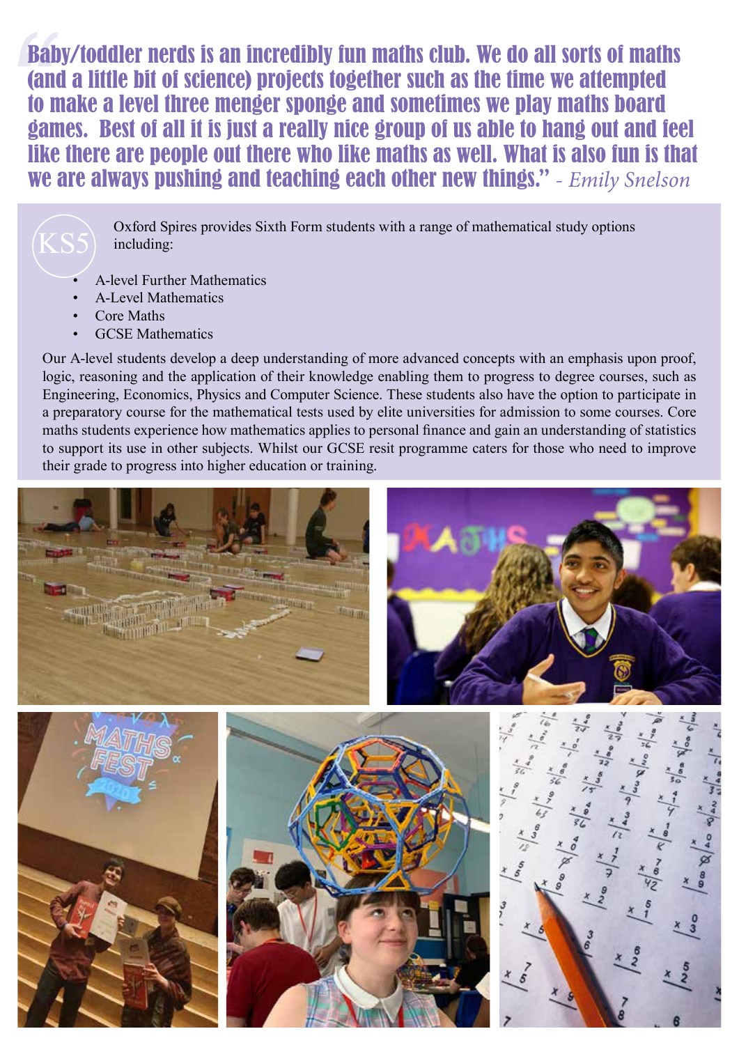"Baby/toddler nerds is an incredibly fun maths club. We do all sorts of maths (and a little bit of science) projects together such as the time we attempted to make a level three menger sponge and sometimes we play maths board games. Best of all it is just a really nice group of us able to hang out and feel like there are people out there who like maths as well. What is also fun is that we are always pushing and teaching each other new things." *- Emily Snelson*

## KS5

Oxford Spires provides Sixth Form students with a range of mathematical study options including:

- A-level Further Mathematics
- A-Level Mathematics
- Core Maths
- GCSE Mathematics

Our A-level students develop a deep understanding of more advanced concepts with an emphasis upon proof, logic, reasoning and the application of their knowledge enabling them to progress to degree courses, such as Engineering, Economics, Physics and Computer Science. These students also have the option to participate in a preparatory course for the mathematical tests used by elite universities for admission to some courses. Core maths students experience how mathematics applies to personal finance and gain an understanding of statistics to support its use in other subjects. Whilst our GCSE resit programme caters for those who need to improve their grade to progress into higher education or training.